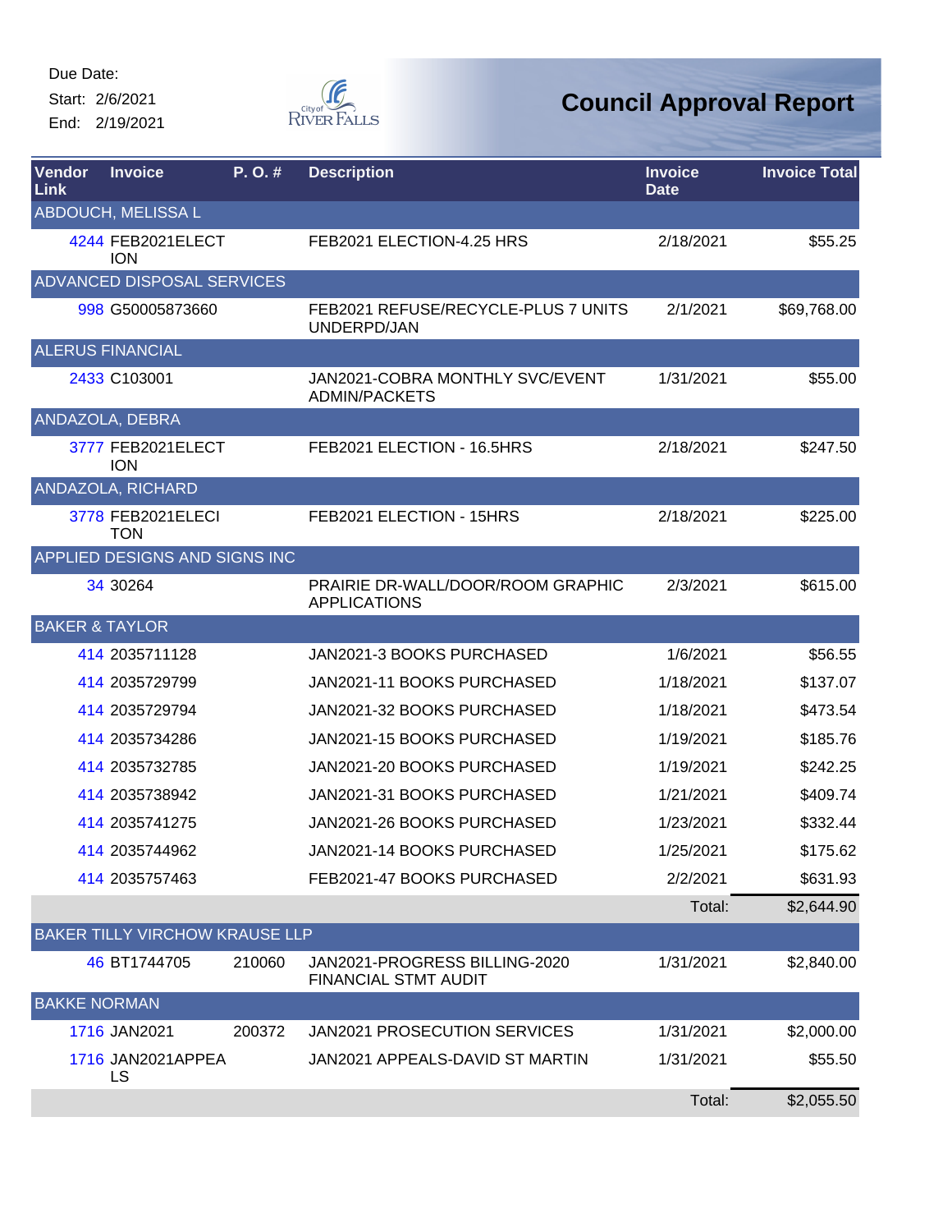Due Date:

Start: 2/6/2021

End: 2/19/2021

City of River Falls

# Council Approval Report

| Vendor Link | Invoice | P. O. # | Description | Invoice Date | Invoice Total |
|---|---|---|---|---|---|
| **ABDOUCH, MELISSA L** | | | | | |
| 4244 | FEB2021ELECTION | | FEB2021 ELECTION-4.25 HRS | 2/18/2021 | $55.25 |
| **ADVANCED DISPOSAL SERVICES** | | | | | |
| 998 | G50005873660 | | FEB2021 REFUSE/RECYCLE-PLUS 7 UNITS UNDERPD/JAN | 2/1/2021 | $69,768.00 |
| **ALERUS FINANCIAL** | | | | | |
| 2433 | C103001 | | JAN2021-COBRA MONTHLY SVC/EVENT ADMIN/PACKETS | 1/31/2021 | $55.00 |
| **ANDAZOLA, DEBRA** | | | | | |
| 3777 | FEB2021ELECTION | | FEB2021 ELECTION - 16.5HRS | 2/18/2021 | $247.50 |
| **ANDAZOLA, RICHARD** | | | | | |
| 3778 | FEB2021ELECITON | | FEB2021 ELECTION - 15HRS | 2/18/2021 | $225.00 |
| **APPLIED DESIGNS AND SIGNS INC** | | | | | |
| 34 | 30264 | | PRAIRIE DR-WALL/DOOR/ROOM GRAPHIC APPLICATIONS | 2/3/2021 | $615.00 |
| **BAKER & TAYLOR** | | | | | |
| 414 | 2035711128 | | JAN2021-3 BOOKS PURCHASED | 1/6/2021 | $56.55 |
| 414 | 2035729799 | | JAN2021-11 BOOKS PURCHASED | 1/18/2021 | $137.07 |
| 414 | 2035729794 | | JAN2021-32 BOOKS PURCHASED | 1/18/2021 | $473.54 |
| 414 | 2035734286 | | JAN2021-15 BOOKS PURCHASED | 1/19/2021 | $185.76 |
| 414 | 2035732785 | | JAN2021-20 BOOKS PURCHASED | 1/19/2021 | $242.25 |
| 414 | 2035738942 | | JAN2021-31 BOOKS PURCHASED | 1/21/2021 | $409.74 |
| 414 | 2035741275 | | JAN2021-26 BOOKS PURCHASED | 1/23/2021 | $332.44 |
| 414 | 2035744962 | | JAN2021-14 BOOKS PURCHASED | 1/25/2021 | $175.62 |
| 414 | 2035757463 | | FEB2021-47 BOOKS PURCHASED | 2/2/2021 | $631.93 |
| | | | | Total: | $2,644.90 |
| **BAKER TILLY VIRCHOW KRAUSE LLP** | | | | | |
| 46 | BT1744705 | 210060 | JAN2021-PROGRESS BILLING-2020 FINANCIAL STMT AUDIT | 1/31/2021 | $2,840.00 |
| **BAKKE NORMAN** | | | | | |
| 1716 | JAN2021 | 200372 | JAN2021 PROSECUTION SERVICES | 1/31/2021 | $2,000.00 |
| 1716 | JAN2021APPEALS | | JAN2021 APPEALS-DAVID ST MARTIN | 1/31/2021 | $55.50 |
| | | | | Total: | $2,055.50 |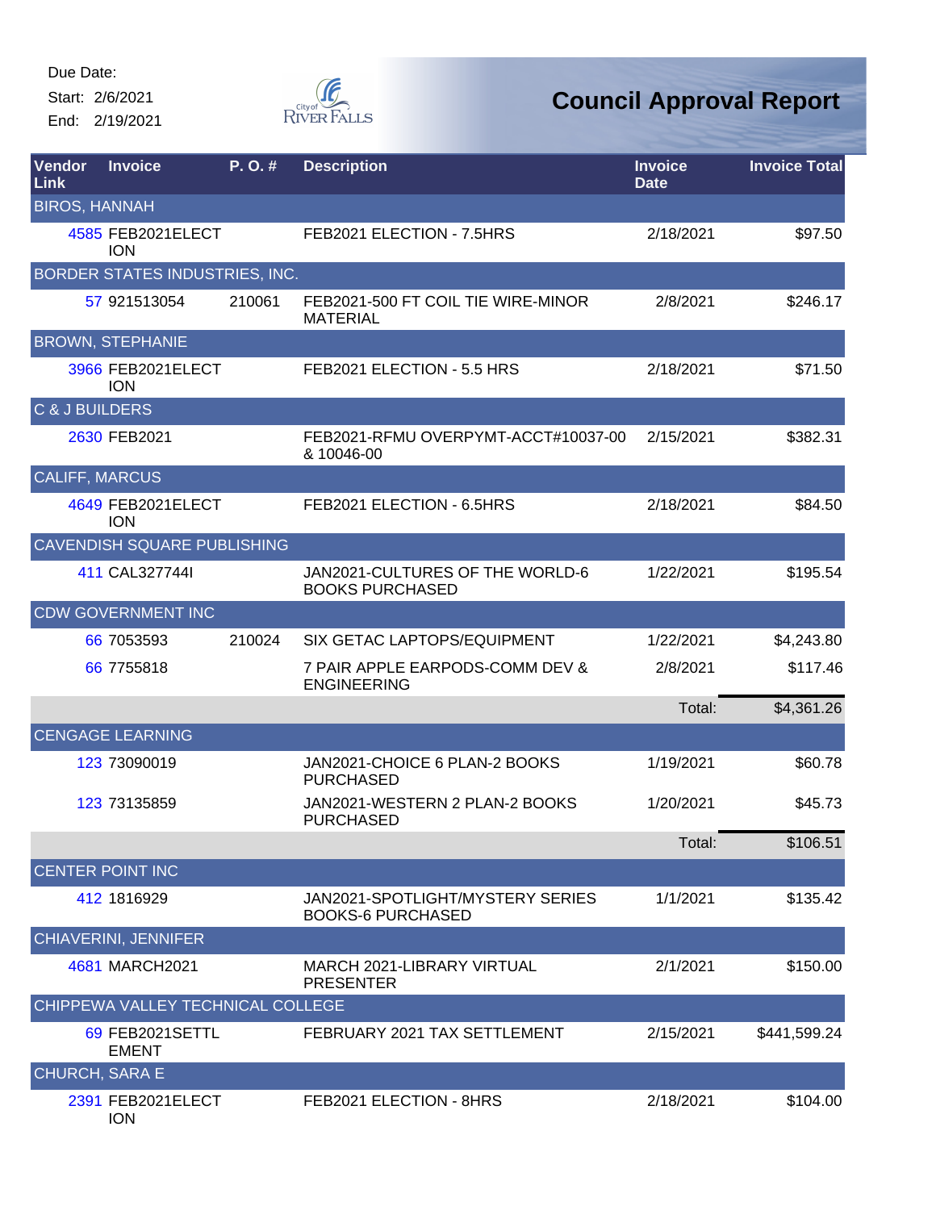Due Date:

Start: 2/6/2021

End: 2/19/2021

City of River Falls

# Council Approval Report

| Vendor Link | Invoice | P. O. # | Description | Invoice Date | Invoice Total |
|---|---|---|---|---|---|
| BIROS, HANNAH | | | | | |
| 4585 | FEB2021ELECTION | | FEB2021 ELECTION - 7.5HRS | 2/18/2021 | $97.50 |
| BORDER STATES INDUSTRIES, INC. | | | | | |
| 57 | 921513054 | 210061 | FEB2021-500 FT COIL TIE WIRE-MINOR MATERIAL | 2/8/2021 | $246.17 |
| BROWN, STEPHANIE | | | | | |
| 3966 | FEB2021ELECTION | | FEB2021 ELECTION - 5.5 HRS | 2/18/2021 | $71.50 |
| C & J BUILDERS | | | | | |
| 2630 | FEB2021 | | FEB2021-RFMU OVERPYMT-ACCT#10037-00 & 10046-00 | 2/15/2021 | $382.31 |
| CALIFF, MARCUS | | | | | |
| 4649 | FEB2021ELECTION | | FEB2021 ELECTION - 6.5HRS | 2/18/2021 | $84.50 |
| CAVENDISH SQUARE PUBLISHING | | | | | |
| 411 | CAL327744I | | JAN2021-CULTURES OF THE WORLD-6 BOOKS PURCHASED | 1/22/2021 | $195.54 |
| CDW GOVERNMENT INC | | | | | |
| 66 | 7053593 | 210024 | SIX GETAC LAPTOPS/EQUIPMENT | 1/22/2021 | $4,243.80 |
| 66 | 7755818 | | 7 PAIR APPLE EARPODS-COMM DEV & ENGINEERING | 2/8/2021 | $117.46 |
| | | | | Total: | $4,361.26 |
| CENGAGE LEARNING | | | | | |
| 123 | 73090019 | | JAN2021-CHOICE 6 PLAN-2 BOOKS PURCHASED | 1/19/2021 | $60.78 |
| 123 | 73135859 | | JAN2021-WESTERN 2 PLAN-2 BOOKS PURCHASED | 1/20/2021 | $45.73 |
| | | | | Total: | $106.51 |
| CENTER POINT INC | | | | | |
| 412 | 1816929 | | JAN2021-SPOTLIGHT/MYSTERY SERIES BOOKS-6 PURCHASED | 1/1/2021 | $135.42 |
| CHIAVERINI, JENNIFER | | | | | |
| 4681 | MARCH2021 | | MARCH 2021-LIBRARY VIRTUAL PRESENTER | 2/1/2021 | $150.00 |
| CHIPPEWA VALLEY TECHNICAL COLLEGE | | | | | |
| 69 | FEB2021SETTLEMENT | | FEBRUARY 2021 TAX SETTLEMENT | 2/15/2021 | $441,599.24 |
| CHURCH, SARA E | | | | | |
| 2391 | FEB2021ELECTION | | FEB2021 ELECTION - 8HRS | 2/18/2021 | $104.00 |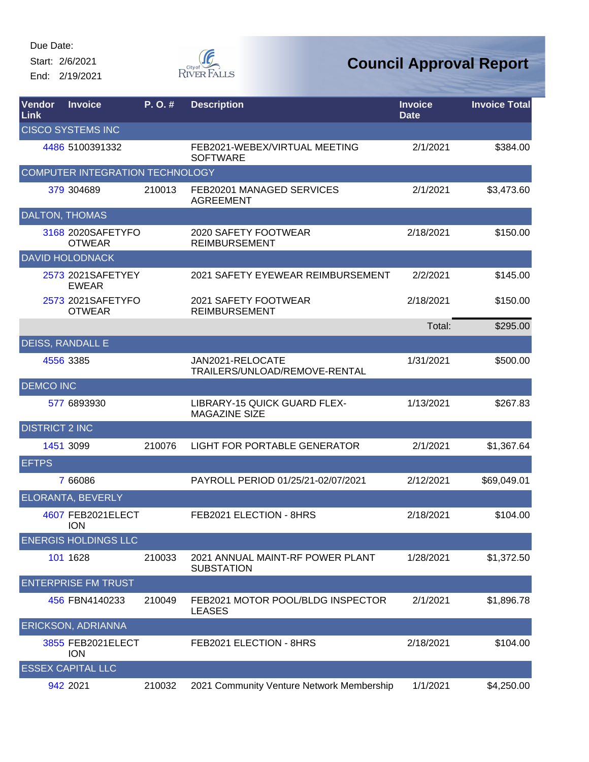Due Date:

Start: 2/6/2021

End: 2/19/2021

# Council Approval Report

| Vendor Link | Invoice | P. O. # | Description | Invoice Date | Invoice Total |
|---|---|---|---|---|---|
| CISCO SYSTEMS INC | | | | | |
| 4486 | 5100391332 | | FEB2021-WEBEX/VIRTUAL MEETING SOFTWARE | 2/1/2021 | $384.00 |
| COMPUTER INTEGRATION TECHNOLOGY | | | | | |
| 379 | 304689 | 210013 | FEB20201 MANAGED SERVICES AGREEMENT | 2/1/2021 | $3,473.60 |
| DALTON, THOMAS | | | | | |
| 3168 | 2020SAFETYFOOTWEAR | | 2020 SAFETY FOOTWEAR REIMBURSEMENT | 2/18/2021 | $150.00 |
| DAVID HOLODNACK | | | | | |
| 2573 | 2021SAFETYEYEWEAR | | 2021 SAFETY EYEWEAR REIMBURSEMENT | 2/2/2021 | $145.00 |
| 2573 | 2021SAFETYFOOTWEAR | | 2021 SAFETY FOOTWEAR REIMBURSEMENT | 2/18/2021 | $150.00 |
| | | | | Total: | $295.00 |
| DEISS, RANDALL E | | | | | |
| 4556 | 3385 | | JAN2021-RELOCATE TRAILERS/UNLOAD/REMOVE-RENTAL | 1/31/2021 | $500.00 |
| DEMCO INC | | | | | |
| 577 | 6893930 | | LIBRARY-15 QUICK GUARD FLEX-MAGAZINE SIZE | 1/13/2021 | $267.83 |
| DISTRICT 2 INC | | | | | |
| 1451 | 3099 | 210076 | LIGHT FOR PORTABLE GENERATOR | 2/1/2021 | $1,367.64 |
| EFTPS | | | | | |
| 7 | 66086 | | PAYROLL PERIOD 01/25/21-02/07/2021 | 2/12/2021 | $69,049.01 |
| ELORANTA, BEVERLY | | | | | |
| 4607 | FEB2021ELECTION | | FEB2021 ELECTION - 8HRS | 2/18/2021 | $104.00 |
| ENERGIS HOLDINGS LLC | | | | | |
| 101 | 1628 | 210033 | 2021 ANNUAL MAINT-RF POWER PLANT SUBSTATION | 1/28/2021 | $1,372.50 |
| ENTERPRISE FM TRUST | | | | | |
| 456 | FBN4140233 | 210049 | FEB2021 MOTOR POOL/BLDG INSPECTOR LEASES | 2/1/2021 | $1,896.78 |
| ERICKSON, ADRIANNA | | | | | |
| 3855 | FEB2021ELECTION | | FEB2021 ELECTION - 8HRS | 2/18/2021 | $104.00 |
| ESSEX CAPITAL LLC | | | | | |
| 942 | 2021 | 210032 | 2021 Community Venture Network Membership | 1/1/2021 | $4,250.00 |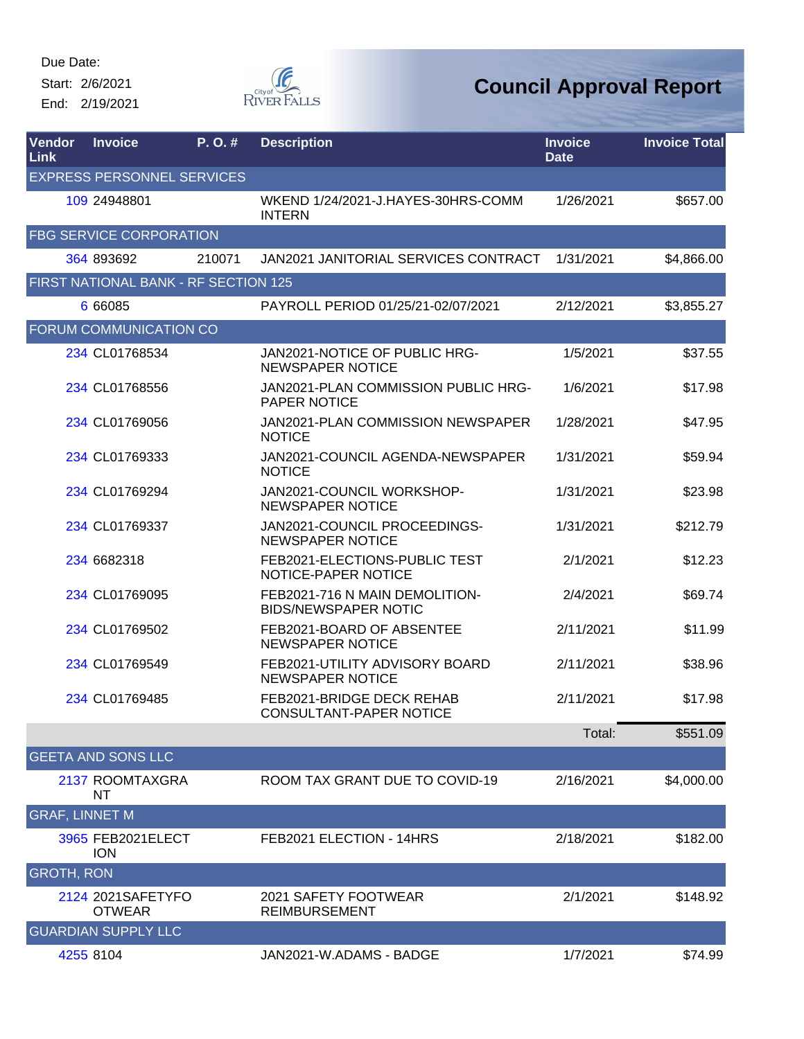Due Date:
Start: 2/6/2021
End: 2/19/2021

City of River Falls

# Council Approval Report

| Vendor Link | Invoice | P. O. # | Description | Invoice Date | Invoice Total |
|---|---|---|---|---|---|
| EXPRESS PERSONNEL SERVICES | | | | | |
| 109 | 24948801 | | WKEND 1/24/2021-J.HAYES-30HRS-COMM INTERN | 1/26/2021 | $657.00 |
| FBG SERVICE CORPORATION | | | | | |
| 364 | 893692 | 210071 | JAN2021 JANITORIAL SERVICES CONTRACT | 1/31/2021 | $4,866.00 |
| FIRST NATIONAL BANK - RF SECTION 125 | | | | | |
| 6 | 66085 | | PAYROLL PERIOD 01/25/21-02/07/2021 | 2/12/2021 | $3,855.27 |
| FORUM COMMUNICATION CO | | | | | |
| 234 | CL01768534 | | JAN2021-NOTICE OF PUBLIC HRG-NEWSPAPER NOTICE | 1/5/2021 | $37.55 |
| 234 | CL01768556 | | JAN2021-PLAN COMMISSION PUBLIC HRG-PAPER NOTICE | 1/6/2021 | $17.98 |
| 234 | CL01769056 | | JAN2021-PLAN COMMISSION NEWSPAPER NOTICE | 1/28/2021 | $47.95 |
| 234 | CL01769333 | | JAN2021-COUNCIL AGENDA-NEWSPAPER NOTICE | 1/31/2021 | $59.94 |
| 234 | CL01769294 | | JAN2021-COUNCIL WORKSHOP-NEWSPAPER NOTICE | 1/31/2021 | $23.98 |
| 234 | CL01769337 | | JAN2021-COUNCIL PROCEEDINGS-NEWSPAPER NOTICE | 1/31/2021 | $212.79 |
| 234 | 6682318 | | FEB2021-ELECTIONS-PUBLIC TEST NOTICE-PAPER NOTICE | 2/1/2021 | $12.23 |
| 234 | CL01769095 | | FEB2021-716 N MAIN DEMOLITION-BIDS/NEWSPAPER NOTIC | 2/4/2021 | $69.74 |
| 234 | CL01769502 | | FEB2021-BOARD OF ABSENTEE NEWSPAPER NOTICE | 2/11/2021 | $11.99 |
| 234 | CL01769549 | | FEB2021-UTILITY ADVISORY BOARD NEWSPAPER NOTICE | 2/11/2021 | $38.96 |
| 234 | CL01769485 | | FEB2021-BRIDGE DECK REHAB CONSULTANT-PAPER NOTICE | 2/11/2021 | $17.98 |
| | | | | Total: | $551.09 |
| GEETA AND SONS LLC | | | | | |
| 2137 | ROOMTAXGRANT | | ROOM TAX GRANT DUE TO COVID-19 | 2/16/2021 | $4,000.00 |
| GRAF, LINNET M | | | | | |
| 3965 | FEB2021ELECTION | | FEB2021 ELECTION - 14HRS | 2/18/2021 | $182.00 |
| GROTH, RON | | | | | |
| 2124 | 2021SAFETYFOOTWEAR | | 2021 SAFETY FOOTWEAR REIMBURSEMENT | 2/1/2021 | $148.92 |
| GUARDIAN SUPPLY LLC | | | | | |
| 4255 | 8104 | | JAN2021-W.ADAMS - BADGE | 1/7/2021 | $74.99 |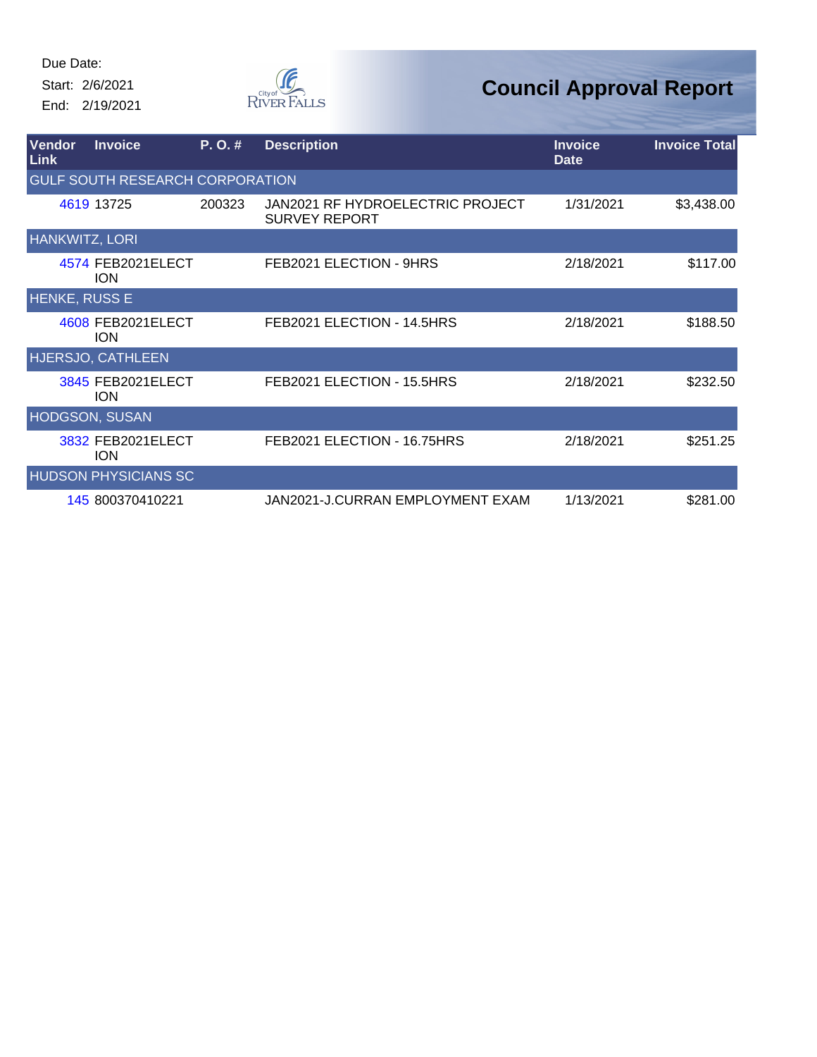Due Date:
Start: 2/6/2021
End: 2/19/2021

# Council Approval Report

| Vendor Link | Invoice | P. O. # | Description | Invoice Date | Invoice Total |
|---|---|---|---|---|---|
| GULF SOUTH RESEARCH CORPORATION | | | | | |
| 4619 | 13725 | 200323 | JAN2021 RF HYDROELECTRIC PROJECT SURVEY REPORT | 1/31/2021 | $3,438.00 |
| HANKWITZ, LORI | | | | | |
| 4574 | FEB2021ELECTION | | FEB2021 ELECTION - 9HRS | 2/18/2021 | $117.00 |
| HENKE, RUSS E | | | | | |
| 4608 | FEB2021ELECTION | | FEB2021 ELECTION - 14.5HRS | 2/18/2021 | $188.50 |
| HJERSJO, CATHLEEN | | | | | |
| 3845 | FEB2021ELECTION | | FEB2021 ELECTION - 15.5HRS | 2/18/2021 | $232.50 |
| HODGSON, SUSAN | | | | | |
| 3832 | FEB2021ELECTION | | FEB2021 ELECTION - 16.75HRS | 2/18/2021 | $251.25 |
| HUDSON PHYSICIANS SC | | | | | |
| 145 | 800370410221 | | JAN2021-J.CURRAN EMPLOYMENT EXAM | 1/13/2021 | $281.00 |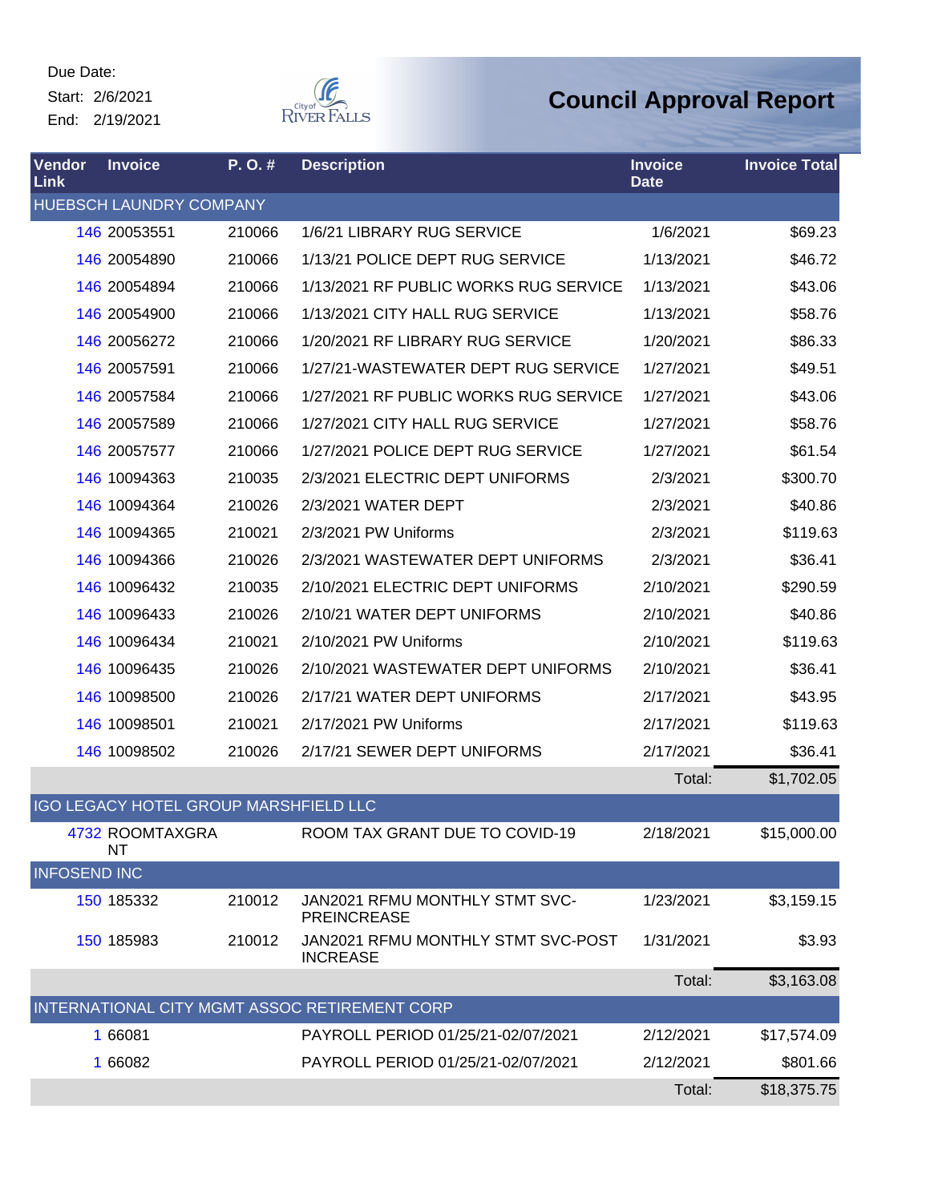Due Date:
Start: 2/6/2021
End: 2/19/2021

City of River Falls

# Council Approval Report

| Vendor Link | Invoice | P. O. # | Description | Invoice Date | Invoice Total |
|---|---|---|---|---|---|
| HUEBSCH LAUNDRY COMPANY | | | | | |
| 146 | 20053551 | 210066 | 1/6/21 LIBRARY RUG SERVICE | 1/6/2021 | $69.23 |
| 146 | 20054890 | 210066 | 1/13/21 POLICE DEPT RUG SERVICE | 1/13/2021 | $46.72 |
| 146 | 20054894 | 210066 | 1/13/2021 RF PUBLIC WORKS RUG SERVICE | 1/13/2021 | $43.06 |
| 146 | 20054900 | 210066 | 1/13/2021 CITY HALL RUG SERVICE | 1/13/2021 | $58.76 |
| 146 | 20056272 | 210066 | 1/20/2021 RF LIBRARY RUG SERVICE | 1/20/2021 | $86.33 |
| 146 | 20057591 | 210066 | 1/27/21-WASTEWATER DEPT RUG SERVICE | 1/27/2021 | $49.51 |
| 146 | 20057584 | 210066 | 1/27/2021 RF PUBLIC WORKS RUG SERVICE | 1/27/2021 | $43.06 |
| 146 | 20057589 | 210066 | 1/27/2021 CITY HALL RUG SERVICE | 1/27/2021 | $58.76 |
| 146 | 20057577 | 210066 | 1/27/2021 POLICE DEPT RUG SERVICE | 1/27/2021 | $61.54 |
| 146 | 10094363 | 210035 | 2/3/2021 ELECTRIC DEPT UNIFORMS | 2/3/2021 | $300.70 |
| 146 | 10094364 | 210026 | 2/3/2021 WATER DEPT | 2/3/2021 | $40.86 |
| 146 | 10094365 | 210021 | 2/3/2021 PW Uniforms | 2/3/2021 | $119.63 |
| 146 | 10094366 | 210026 | 2/3/2021 WASTEWATER DEPT UNIFORMS | 2/3/2021 | $36.41 |
| 146 | 10096432 | 210035 | 2/10/2021 ELECTRIC DEPT UNIFORMS | 2/10/2021 | $290.59 |
| 146 | 10096433 | 210026 | 2/10/21 WATER DEPT UNIFORMS | 2/10/2021 | $40.86 |
| 146 | 10096434 | 210021 | 2/10/2021 PW Uniforms | 2/10/2021 | $119.63 |
| 146 | 10096435 | 210026 | 2/10/2021 WASTEWATER DEPT UNIFORMS | 2/10/2021 | $36.41 |
| 146 | 10098500 | 210026 | 2/17/21 WATER DEPT UNIFORMS | 2/17/2021 | $43.95 |
| 146 | 10098501 | 210021 | 2/17/2021 PW Uniforms | 2/17/2021 | $119.63 |
| 146 | 10098502 | 210026 | 2/17/21 SEWER DEPT UNIFORMS | 2/17/2021 | $36.41 |
| | | | | Total: | $1,702.05 |
| IGO LEGACY HOTEL GROUP MARSHFIELD LLC | | | | | |
| 4732 | ROOMTAXGRANT | | ROOM TAX GRANT DUE TO COVID-19 | 2/18/2021 | $15,000.00 |
| INFOSEND INC | | | | | |
| 150 | 185332 | 210012 | JAN2021 RFMU MONTHLY STMT SVC-PREINCREASE | 1/23/2021 | $3,159.15 |
| 150 | 185983 | 210012 | JAN2021 RFMU MONTHLY STMT SVC-POST INCREASE | 1/31/2021 | $3.93 |
| | | | | Total: | $3,163.08 |
| INTERNATIONAL CITY MGMT ASSOC RETIREMENT CORP | | | | | |
| 1 | 66081 | | PAYROLL PERIOD 01/25/21-02/07/2021 | 2/12/2021 | $17,574.09 |
| 1 | 66082 | | PAYROLL PERIOD 01/25/21-02/07/2021 | 2/12/2021 | $801.66 |
| | | | | Total: | $18,375.75 |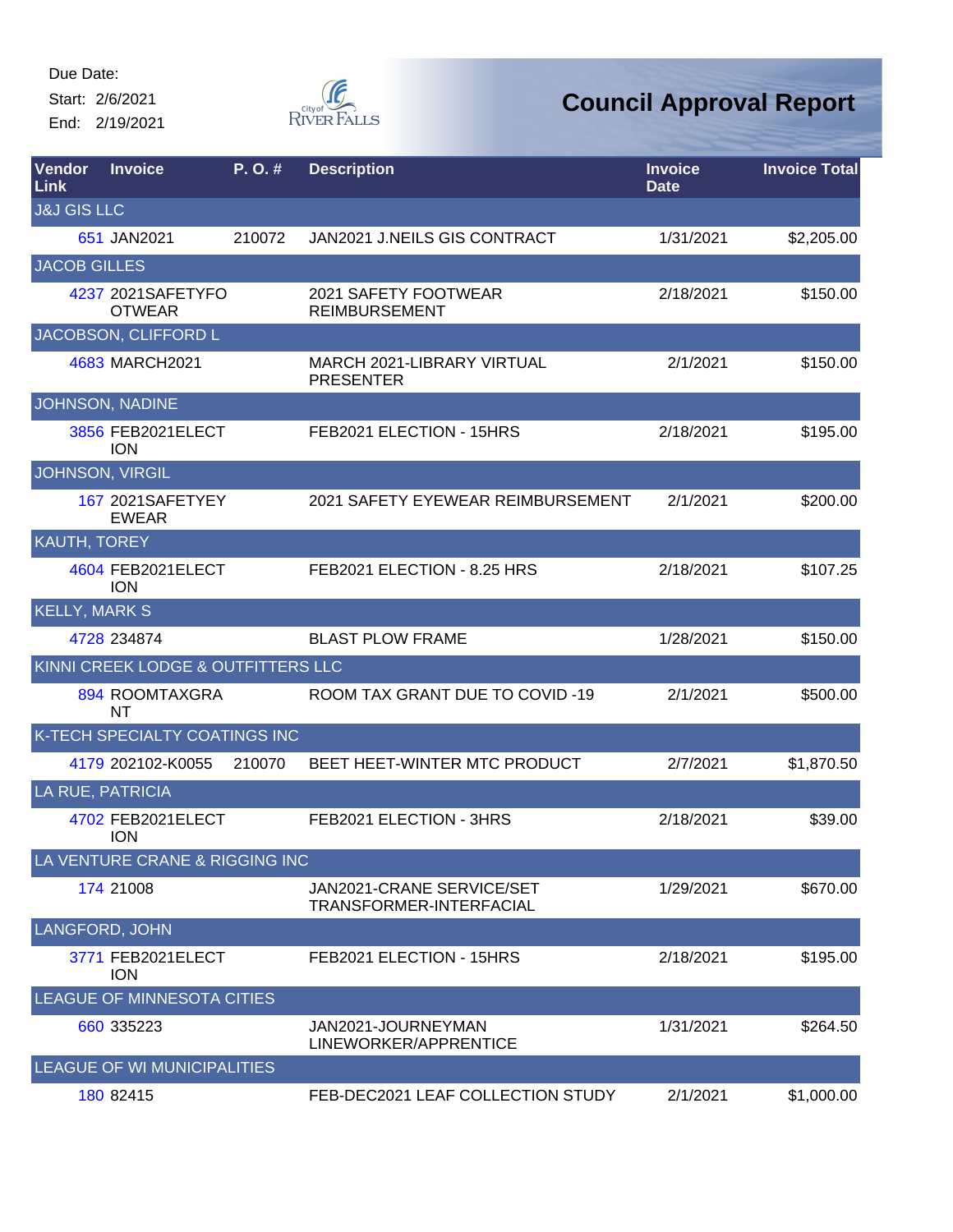Due Date:

Start: 2/6/2021

End: 2/19/2021

# Council Approval Report

| Vendor Link | Invoice | P. O. # | Description | Invoice Date | Invoice Total |
|---|---|---|---|---|---|
| **J&J GIS LLC** | | | | | |
| 651 | JAN2021 | 210072 | JAN2021 J.NEILS GIS CONTRACT | 1/31/2021 | $2,205.00 |
| **JACOB GILLES** | | | | | |
| 4237 | 2021SAFETYFOOTWEAR | | 2021 SAFETY FOOTWEAR REIMBURSEMENT | 2/18/2021 | $150.00 |
| **JACOBSON, CLIFFORD L** | | | | | |
| 4683 | MARCH2021 | | MARCH 2021-LIBRARY VIRTUAL PRESENTER | 2/1/2021 | $150.00 |
| **JOHNSON, NADINE** | | | | | |
| 3856 | FEB2021ELECTION | | FEB2021 ELECTION - 15HRS | 2/18/2021 | $195.00 |
| **JOHNSON, VIRGIL** | | | | | |
| 167 | 2021SAFETYEYEWEAR | | 2021 SAFETY EYEWEAR REIMBURSEMENT | 2/1/2021 | $200.00 |
| **KAUTH, TOREY** | | | | | |
| 4604 | FEB2021ELECTION | | FEB2021 ELECTION - 8.25 HRS | 2/18/2021 | $107.25 |
| **KELLY, MARK S** | | | | | |
| 4728 | 234874 | | BLAST PLOW FRAME | 1/28/2021 | $150.00 |
| **KINNI CREEK LODGE & OUTFITTERS LLC** | | | | | |
| 894 | ROOMTAXGRANT | | ROOM TAX GRANT DUE TO COVID -19 | 2/1/2021 | $500.00 |
| **K-TECH SPECIALTY COATINGS INC** | | | | | |
| 4179 | 202102-K0055 | 210070 | BEET HEET-WINTER MTC PRODUCT | 2/7/2021 | $1,870.50 |
| **LA RUE, PATRICIA** | | | | | |
| 4702 | FEB2021ELECTION | | FEB2021 ELECTION - 3HRS | 2/18/2021 | $39.00 |
| **LA VENTURE CRANE & RIGGING INC** | | | | | |
| 174 | 21008 | | JAN2021-CRANE SERVICE/SET TRANSFORMER-INTERFACIAL | 1/29/2021 | $670.00 |
| **LANGFORD, JOHN** | | | | | |
| 3771 | FEB2021ELECTION | | FEB2021 ELECTION - 15HRS | 2/18/2021 | $195.00 |
| **LEAGUE OF MINNESOTA CITIES** | | | | | |
| 660 | 335223 | | JAN2021-JOURNEYMAN LINEWORKER/APPRENTICE | 1/31/2021 | $264.50 |
| **LEAGUE OF WI MUNICIPALITIES** | | | | | |
| 180 | 82415 | | FEB-DEC2021 LEAF COLLECTION STUDY | 2/1/2021 | $1,000.00 |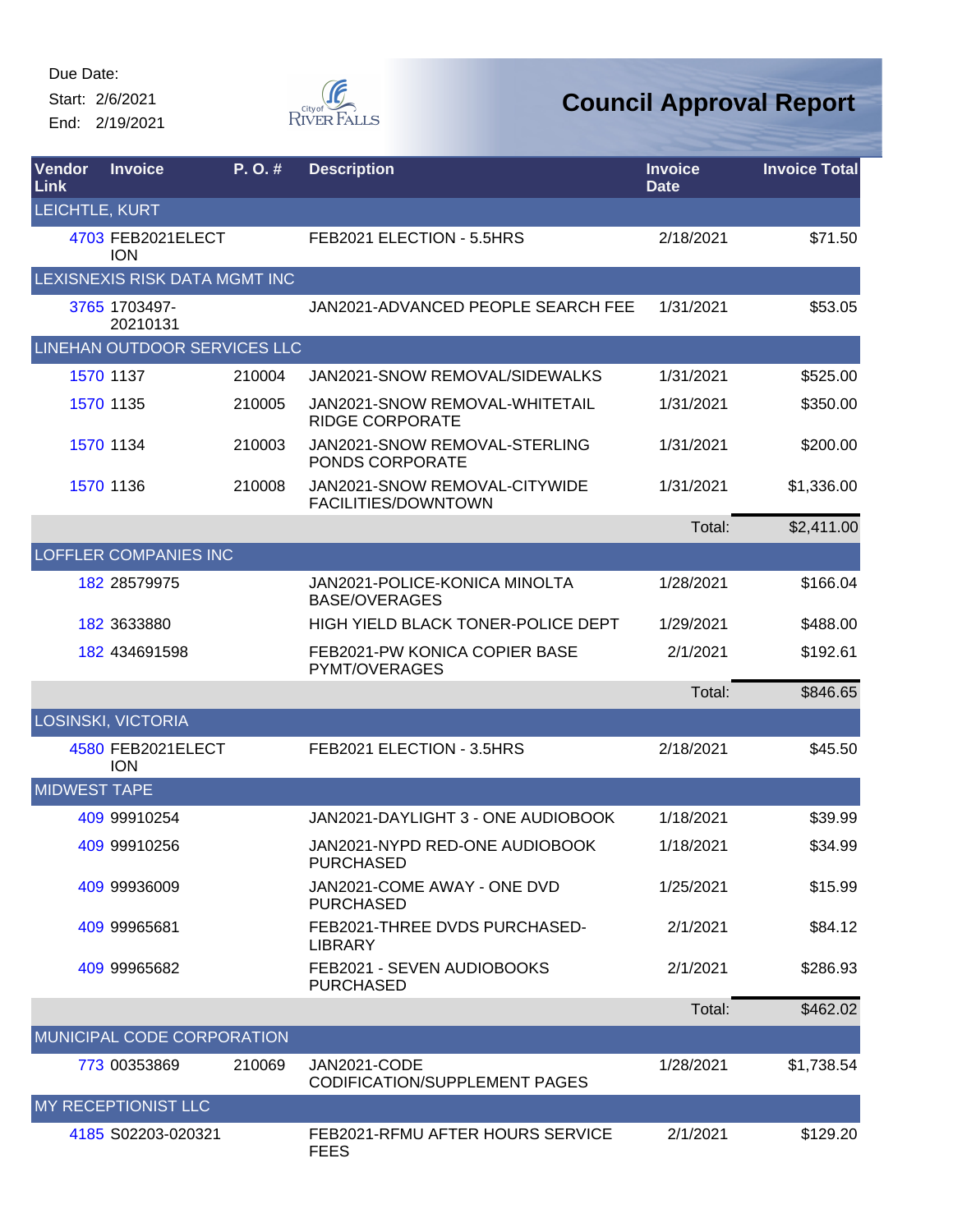Due Date:
Start: 2/6/2021
End: 2/19/2021

# Council Approval Report

| Vendor Link | Invoice | P. O. # | Description | Invoice Date | Invoice Total |
|---|---|---|---|---|---|
| LEICHTLE, KURT | | | | | |
| 4703 | FEB2021ELECTION | | FEB2021 ELECTION - 5.5HRS | 2/18/2021 | $71.50 |
| LEXISNEXIS RISK DATA MGMT INC | | | | | |
| 3765 | 1703497-20210131 | | JAN2021-ADVANCED PEOPLE SEARCH FEE | 1/31/2021 | $53.05 |
| LINEHAN OUTDOOR SERVICES LLC | | | | | |
| 1570 | 1137 | 210004 | JAN2021-SNOW REMOVAL/SIDEWALKS | 1/31/2021 | $525.00 |
| 1570 | 1135 | 210005 | JAN2021-SNOW REMOVAL-WHITETAIL RIDGE CORPORATE | 1/31/2021 | $350.00 |
| 1570 | 1134 | 210003 | JAN2021-SNOW REMOVAL-STERLING PONDS CORPORATE | 1/31/2021 | $200.00 |
| 1570 | 1136 | 210008 | JAN2021-SNOW REMOVAL-CITYWIDE FACILITIES/DOWNTOWN | 1/31/2021 | $1,336.00 |
| | | | | Total: | $2,411.00 |
| LOFFLER COMPANIES INC | | | | | |
| 182 | 28579975 | | JAN2021-POLICE-KONICA MINOLTA BASE/OVERAGES | 1/28/2021 | $166.04 |
| 182 | 3633880 | | HIGH YIELD BLACK TONER-POLICE DEPT | 1/29/2021 | $488.00 |
| 182 | 434691598 | | FEB2021-PW KONICA COPIER BASE PYMT/OVERAGES | 2/1/2021 | $192.61 |
| | | | | Total: | $846.65 |
| LOSINSKI, VICTORIA | | | | | |
| 4580 | FEB2021ELECTION | | FEB2021 ELECTION - 3.5HRS | 2/18/2021 | $45.50 |
| MIDWEST TAPE | | | | | |
| 409 | 99910254 | | JAN2021-DAYLIGHT 3 - ONE AUDIOBOOK | 1/18/2021 | $39.99 |
| 409 | 99910256 | | JAN2021-NYPD RED-ONE AUDIOBOOK PURCHASED | 1/18/2021 | $34.99 |
| 409 | 99936009 | | JAN2021-COME AWAY - ONE DVD PURCHASED | 1/25/2021 | $15.99 |
| 409 | 99965681 | | FEB2021-THREE DVDS PURCHASED-LIBRARY | 2/1/2021 | $84.12 |
| 409 | 99965682 | | FEB2021 - SEVEN AUDIOBOOKS PURCHASED | 2/1/2021 | $286.93 |
| | | | | Total: | $462.02 |
| MUNICIPAL CODE CORPORATION | | | | | |
| 773 | 00353869 | 210069 | JAN2021-CODE CODIFICATION/SUPPLEMENT PAGES | 1/28/2021 | $1,738.54 |
| MY RECEPTIONIST LLC | | | | | |
| 4185 | S02203-020321 | | FEB2021-RFMU AFTER HOURS SERVICE FEES | 2/1/2021 | $129.20 |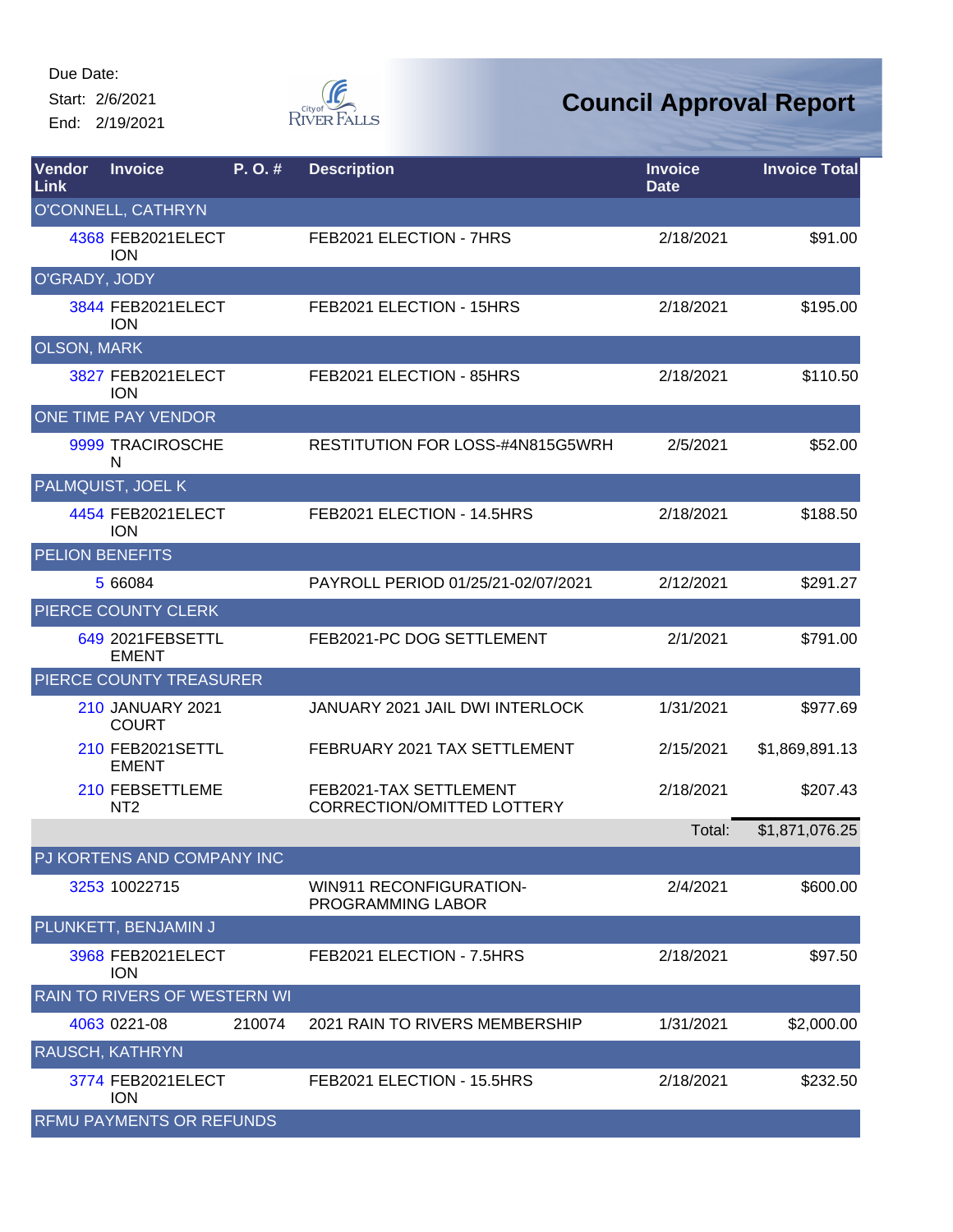Due Date:
Start: 2/6/2021
End: 2/19/2021

# Council Approval Report

| Vendor Link | Invoice | P. O. # | Description | Invoice Date | Invoice Total |
|---|---|---|---|---|---|
| O'CONNELL, CATHRYN | | | | | |
| 4368 | FEB2021ELECTION | | FEB2021 ELECTION - 7HRS | 2/18/2021 | $91.00 |
| O'GRADY, JODY | | | | | |
| 3844 | FEB2021ELECTION | | FEB2021 ELECTION - 15HRS | 2/18/2021 | $195.00 |
| OLSON, MARK | | | | | |
| 3827 | FEB2021ELECTION | | FEB2021 ELECTION - 85HRS | 2/18/2021 | $110.50 |
| ONE TIME PAY VENDOR | | | | | |
| 9999 | TRACIROSCHEN | | RESTITUTION FOR LOSS-#4N815G5WRH | 2/5/2021 | $52.00 |
| PALMQUIST, JOEL K | | | | | |
| 4454 | FEB2021ELECTION | | FEB2021 ELECTION - 14.5HRS | 2/18/2021 | $188.50 |
| PELION BENEFITS | | | | | |
| 5 | 66084 | | PAYROLL PERIOD 01/25/21-02/07/2021 | 2/12/2021 | $291.27 |
| PIERCE COUNTY CLERK | | | | | |
| 649 | 2021FEBSETTLEMENT | | FEB2021-PC DOG SETTLEMENT | 2/1/2021 | $791.00 |
| PIERCE COUNTY TREASURER | | | | | |
| 210 | JANUARY 2021 COURT | | JANUARY 2021 JAIL DWI INTERLOCK | 1/31/2021 | $977.69 |
| 210 | FEB2021SETTLEMENT | | FEBRUARY 2021 TAX SETTLEMENT | 2/15/2021 | $1,869,891.13 |
| 210 | FEBSETTLEMENT2 | | FEB2021-TAX SETTLEMENT CORRECTION/OMITTED LOTTERY | 2/18/2021 | $207.43 |
| | | | | Total: | $1,871,076.25 |
| PJ KORTENS AND COMPANY INC | | | | | |
| 3253 | 10022715 | | WIN911 RECONFIGURATION-PROGRAMMING LABOR | 2/4/2021 | $600.00 |
| PLUNKETT, BENJAMIN J | | | | | |
| 3968 | FEB2021ELECTION | | FEB2021 ELECTION - 7.5HRS | 2/18/2021 | $97.50 |
| RAIN TO RIVERS OF WESTERN WI | | | | | |
| 4063 | 0221-08 | 210074 | 2021 RAIN TO RIVERS MEMBERSHIP | 1/31/2021 | $2,000.00 |
| RAUSCH, KATHRYN | | | | | |
| 3774 | FEB2021ELECTION | | FEB2021 ELECTION - 15.5HRS | 2/18/2021 | $232.50 |
| RFMU PAYMENTS OR REFUNDS | | | | | |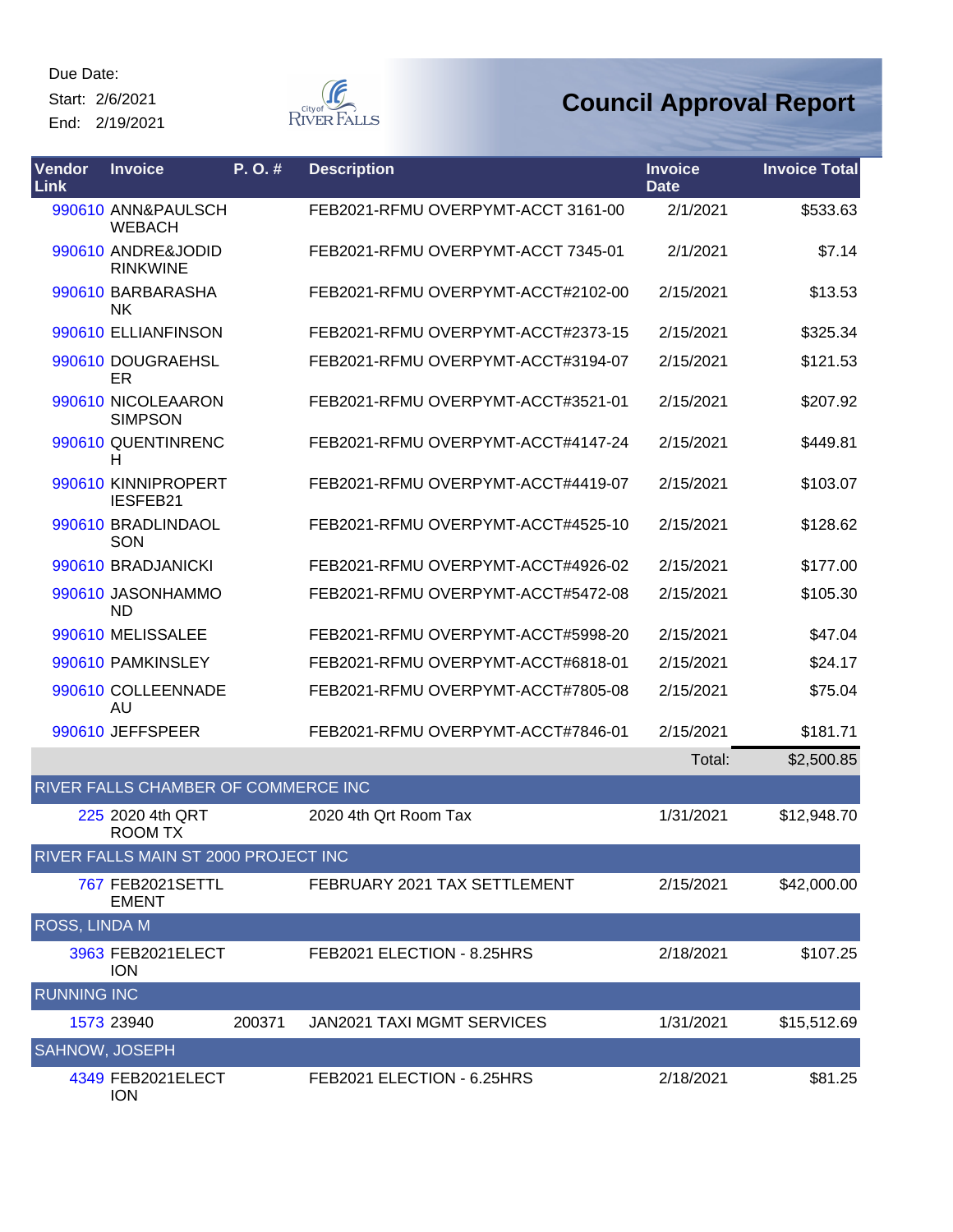Due Date:

Start: 2/6/2021

End: 2/19/2021

# Council Approval Report

| Vendor Link | Invoice | P. O. # | Description | Invoice Date | Invoice Total |
|---|---|---|---|---|---|
| 990610 | ANN&PAULSCHWEBACH | | FEB2021-RFMU OVERPYMT-ACCT 3161-00 | 2/1/2021 | $533.63 |
| 990610 | ANDRE&JODIDRINKWINE | | FEB2021-RFMU OVERPYMT-ACCT 7345-01 | 2/1/2021 | $7.14 |
| 990610 | BARBARASHANK | | FEB2021-RFMU OVERPYMT-ACCT#2102-00 | 2/15/2021 | $13.53 |
| 990610 | ELLIANFINSON | | FEB2021-RFMU OVERPYMT-ACCT#2373-15 | 2/15/2021 | $325.34 |
| 990610 | DOUGRAEHSLER | | FEB2021-RFMU OVERPYMT-ACCT#3194-07 | 2/15/2021 | $121.53 |
| 990610 | NICOLEAARONSIMPSON | | FEB2021-RFMU OVERPYMT-ACCT#3521-01 | 2/15/2021 | $207.92 |
| 990610 | QUENTINRENCH | | FEB2021-RFMU OVERPYMT-ACCT#4147-24 | 2/15/2021 | $449.81 |
| 990610 | KINNIPROPERTIESFEB21 | | FEB2021-RFMU OVERPYMT-ACCT#4419-07 | 2/15/2021 | $103.07 |
| 990610 | BRADLINDAOLSON | | FEB2021-RFMU OVERPYMT-ACCT#4525-10 | 2/15/2021 | $128.62 |
| 990610 | BRADJANICKI | | FEB2021-RFMU OVERPYMT-ACCT#4926-02 | 2/15/2021 | $177.00 |
| 990610 | JASONHAMMOND | | FEB2021-RFMU OVERPYMT-ACCT#5472-08 | 2/15/2021 | $105.30 |
| 990610 | MELISSALEE | | FEB2021-RFMU OVERPYMT-ACCT#5998-20 | 2/15/2021 | $47.04 |
| 990610 | PAMKINSLEY | | FEB2021-RFMU OVERPYMT-ACCT#6818-01 | 2/15/2021 | $24.17 |
| 990610 | COLLEENNADEAU | | FEB2021-RFMU OVERPYMT-ACCT#7805-08 | 2/15/2021 | $75.04 |
| 990610 | JEFFSPEER | | FEB2021-RFMU OVERPYMT-ACCT#7846-01 | 2/15/2021 | $181.71 |
| | | | | Total: | $2,500.85 |
| RIVER FALLS CHAMBER OF COMMERCE INC | | | | | |
| 225 | 2020 4th QRT ROOM TX | | 2020 4th Qrt Room Tax | 1/31/2021 | $12,948.70 |
| RIVER FALLS MAIN ST 2000 PROJECT INC | | | | | |
| 767 | FEB2021SETTLEMENT | | FEBRUARY 2021 TAX SETTLEMENT | 2/15/2021 | $42,000.00 |
| ROSS, LINDA M | | | | | |
| 3963 | FEB2021ELECTION | | FEB2021 ELECTION - 8.25HRS | 2/18/2021 | $107.25 |
| RUNNING INC | | | | | |
| 1573 | 23940 | 200371 | JAN2021 TAXI MGMT SERVICES | 1/31/2021 | $15,512.69 |
| SAHNOW, JOSEPH | | | | | |
| 4349 | FEB2021ELECTION | | FEB2021 ELECTION - 6.25HRS | 2/18/2021 | $81.25 |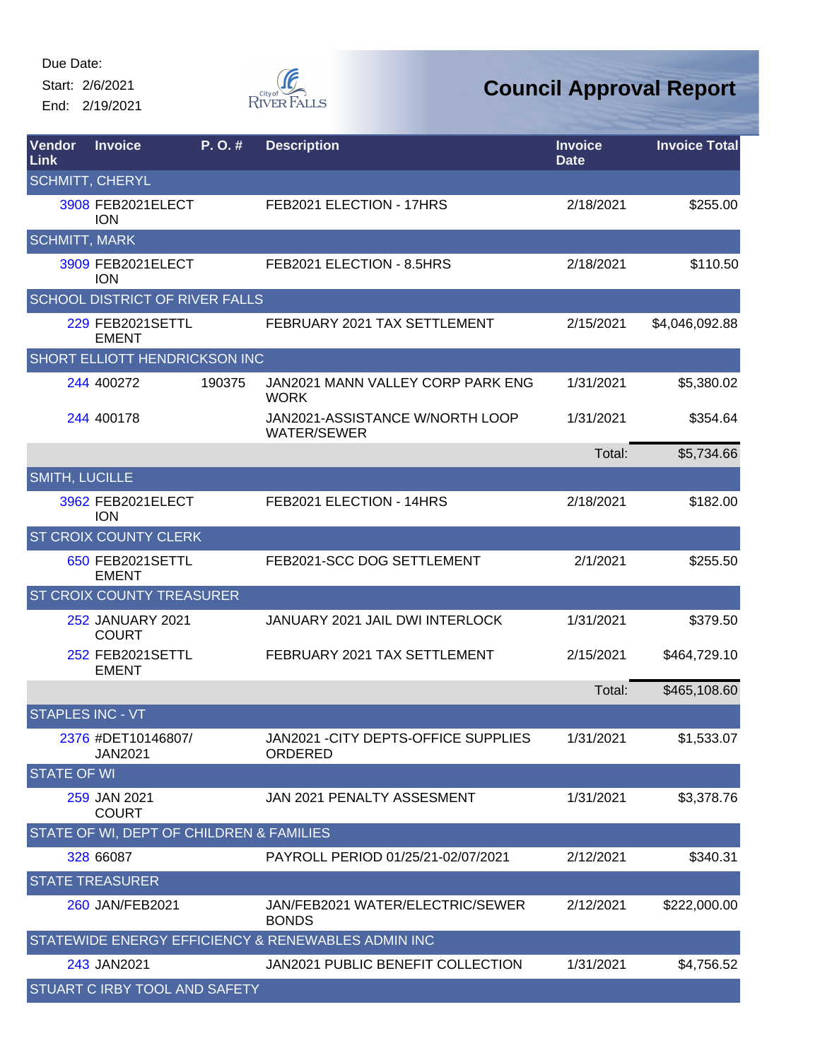Due Date:
Start: 2/6/2021
End: 2/19/2021

City of River Falls

# Council Approval Report

| Vendor Link | Invoice | P. O. # | Description | Invoice Date | Invoice Total |
|---|---|---|---|---|---|
| SCHMITT, CHERYL | | | | | |
| 3908 | FEB2021ELECTION | | FEB2021 ELECTION - 17HRS | 2/18/2021 | $255.00 |
| SCHMITT, MARK | | | | | |
| 3909 | FEB2021ELECTION | | FEB2021 ELECTION - 8.5HRS | 2/18/2021 | $110.50 |
| SCHOOL DISTRICT OF RIVER FALLS | | | | | |
| 229 | FEB2021SETTLEMENT | | FEBRUARY 2021 TAX SETTLEMENT | 2/15/2021 | $4,046,092.88 |
| SHORT ELLIOTT HENDRICKSON INC | | | | | |
| 244 | 400272 | 190375 | JAN2021 MANN VALLEY CORP PARK ENG WORK | 1/31/2021 | $5,380.02 |
| 244 | 400178 | | JAN2021-ASSISTANCE W/NORTH LOOP WATER/SEWER | 1/31/2021 | $354.64 |
| | | | | Total: | $5,734.66 |
| SMITH, LUCILLE | | | | | |
| 3962 | FEB2021ELECTION | | FEB2021 ELECTION - 14HRS | 2/18/2021 | $182.00 |
| ST CROIX COUNTY CLERK | | | | | |
| 650 | FEB2021SETTLEMENT | | FEB2021-SCC DOG SETTLEMENT | 2/1/2021 | $255.50 |
| ST CROIX COUNTY TREASURER | | | | | |
| 252 | JANUARY 2021 COURT | | JANUARY 2021 JAIL DWI INTERLOCK | 1/31/2021 | $379.50 |
| 252 | FEB2021SETTLEMENT | | FEBRUARY 2021 TAX SETTLEMENT | 2/15/2021 | $464,729.10 |
| | | | | Total: | $465,108.60 |
| STAPLES INC - VT | | | | | |
| 2376 | #DET10146807/JAN2021 | | JAN2021 -CITY DEPTS-OFFICE SUPPLIES ORDERED | 1/31/2021 | $1,533.07 |
| STATE OF WI | | | | | |
| 259 | JAN 2021 COURT | | JAN 2021 PENALTY ASSESMENT | 1/31/2021 | $3,378.76 |
| STATE OF WI, DEPT OF CHILDREN & FAMILIES | | | | | |
| 328 | 66087 | | PAYROLL PERIOD 01/25/21-02/07/2021 | 2/12/2021 | $340.31 |
| STATE TREASURER | | | | | |
| 260 | JAN/FEB2021 | | JAN/FEB2021 WATER/ELECTRIC/SEWER BONDS | 2/12/2021 | $222,000.00 |
| STATEWIDE ENERGY EFFICIENCY & RENEWABLES ADMIN INC | | | | | |
| 243 | JAN2021 | | JAN2021 PUBLIC BENEFIT COLLECTION | 1/31/2021 | $4,756.52 |
| STUART C IRBY TOOL AND SAFETY | | | | | |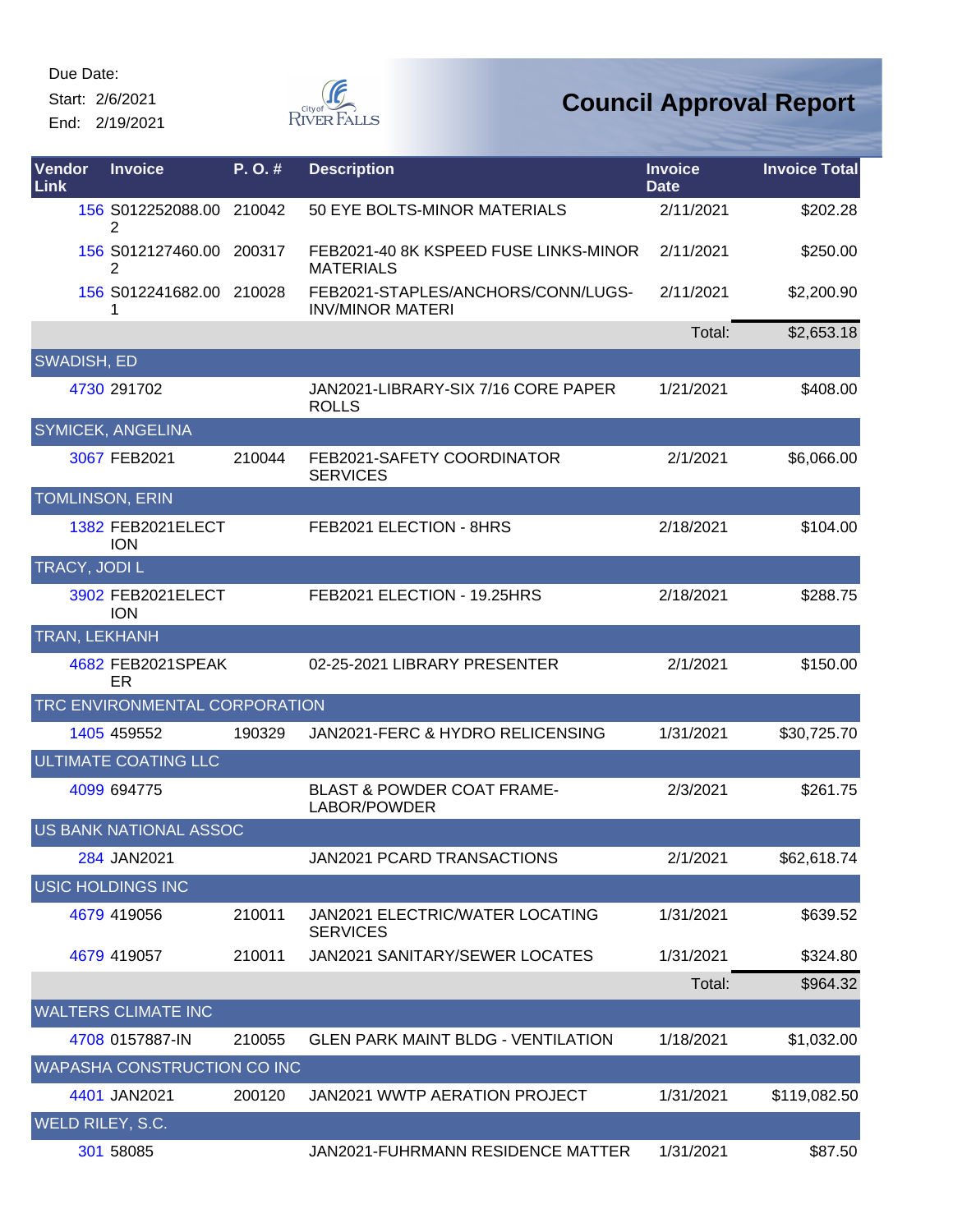Due Date:
Start: 2/6/2021
End: 2/19/2021

City of River Falls

# Council Approval Report

| Vendor Link | Invoice | P. O. # | Description | Invoice Date | Invoice Total |
|---|---|---|---|---|---|
| 156 | S012252088.002 | 210042 | 50 EYE BOLTS-MINOR MATERIALS | 2/11/2021 | $202.28 |
| 156 | S012127460.002 | 200317 | FEB2021-40 8K KSPEED FUSE LINKS-MINOR MATERIALS | 2/11/2021 | $250.00 |
| 156 | S012241682.001 | 210028 | FEB2021-STAPLES/ANCHORS/CONN/LUGS-INV/MINOR MATERI | 2/11/2021 | $2,200.90 |
| | | | | Total: | $2,653.18 |
| SWADISH, ED | | | | | |
| 4730 | 291702 | | JAN2021-LIBRARY-SIX 7/16 CORE PAPER ROLLS | 1/21/2021 | $408.00 |
| SYMICEK, ANGELINA | | | | | |
| 3067 | FEB2021 | 210044 | FEB2021-SAFETY COORDINATOR SERVICES | 2/1/2021 | $6,066.00 |
| TOMLINSON, ERIN | | | | | |
| 1382 | FEB2021ELECTION | | FEB2021 ELECTION - 8HRS | 2/18/2021 | $104.00 |
| TRACY, JODI L | | | | | |
| 3902 | FEB2021ELECTION | | FEB2021 ELECTION - 19.25HRS | 2/18/2021 | $288.75 |
| TRAN, LEKHANH | | | | | |
| 4682 | FEB2021SPEAKER | | 02-25-2021 LIBRARY PRESENTER | 2/1/2021 | $150.00 |
| TRC ENVIRONMENTAL CORPORATION | | | | | |
| 1405 | 459552 | 190329 | JAN2021-FERC & HYDRO RELICENSING | 1/31/2021 | $30,725.70 |
| ULTIMATE COATING LLC | | | | | |
| 4099 | 694775 | | BLAST & POWDER COAT FRAME-LABOR/POWDER | 2/3/2021 | $261.75 |
| US BANK NATIONAL ASSOC | | | | | |
| 284 | JAN2021 | | JAN2021 PCARD TRANSACTIONS | 2/1/2021 | $62,618.74 |
| USIC HOLDINGS INC | | | | | |
| 4679 | 419056 | 210011 | JAN2021 ELECTRIC/WATER LOCATING SERVICES | 1/31/2021 | $639.52 |
| 4679 | 419057 | 210011 | JAN2021 SANITARY/SEWER LOCATES | 1/31/2021 | $324.80 |
| | | | | Total: | $964.32 |
| WALTERS CLIMATE INC | | | | | |
| 4708 | 0157887-IN | 210055 | GLEN PARK MAINT BLDG - VENTILATION | 1/18/2021 | $1,032.00 |
| WAPASHA CONSTRUCTION CO INC | | | | | |
| 4401 | JAN2021 | 200120 | JAN2021 WWTP AERATION PROJECT | 1/31/2021 | $119,082.50 |
| WELD RILEY, S.C. | | | | | |
| 301 | 58085 | | JAN2021-FUHRMANN RESIDENCE MATTER | 1/31/2021 | $87.50 |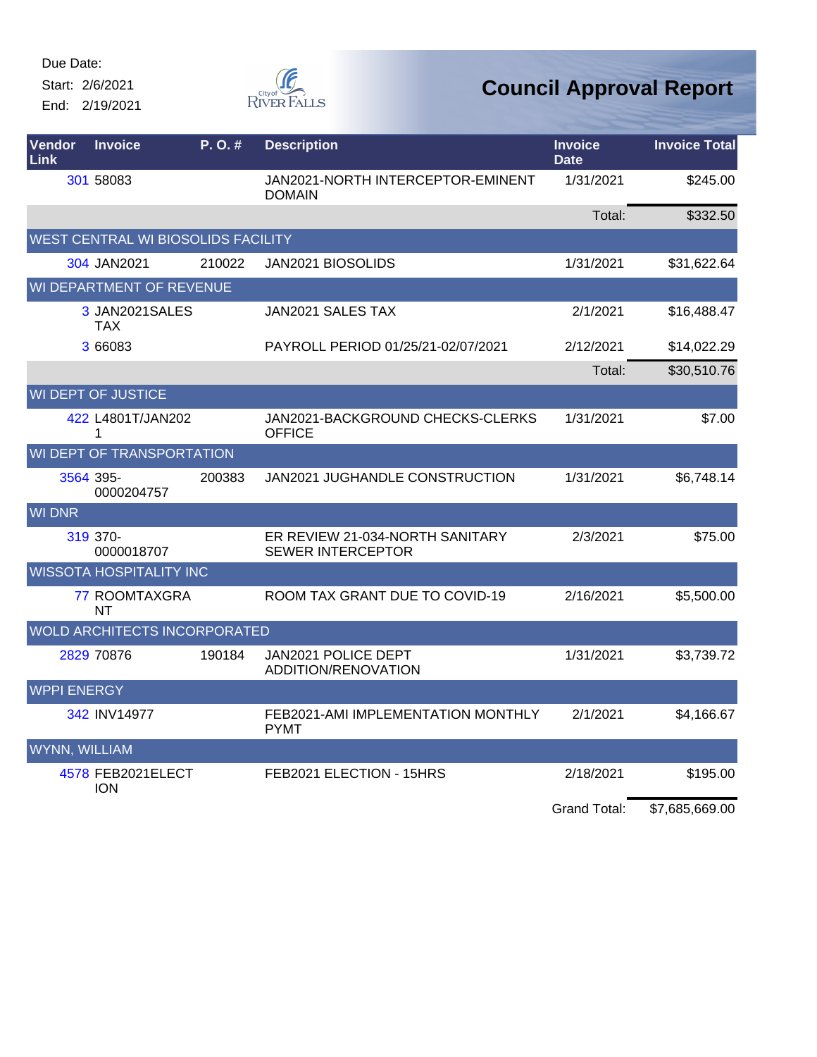Due Date:

Start: 2/6/2021

End: 2/19/2021

# Council Approval Report

| Vendor Link | Invoice | P. O. # | Description | Invoice Date | Invoice Total |
|---|---|---|---|---|---|
| 301 | 58083 | | JAN2021-NORTH INTERCEPTOR-EMINENT DOMAIN | 1/31/2021 | $245.00 |
| | | | | Total: | $332.50 |
| WEST CENTRAL WI BIOSOLIDS FACILITY | | | | | |
| 304 | JAN2021 | 210022 | JAN2021 BIOSOLIDS | 1/31/2021 | $31,622.64 |
| WI DEPARTMENT OF REVENUE | | | | | |
| 3 | JAN2021SALES TAX | | JAN2021 SALES TAX | 2/1/2021 | $16,488.47 |
| 3 | 66083 | | PAYROLL PERIOD 01/25/21-02/07/2021 | 2/12/2021 | $14,022.29 |
| | | | | Total: | $30,510.76 |
| WI DEPT OF JUSTICE | | | | | |
| 422 | L4801T/JAN2021 | | JAN2021-BACKGROUND CHECKS-CLERKS OFFICE | 1/31/2021 | $7.00 |
| WI DEPT OF TRANSPORTATION | | | | | |
| 3564 | 395-0000204757 | 200383 | JAN2021 JUGHANDLE CONSTRUCTION | 1/31/2021 | $6,748.14 |
| WI DNR | | | | | |
| 319 | 370-0000018707 | | ER REVIEW 21-034-NORTH SANITARY SEWER INTERCEPTOR | 2/3/2021 | $75.00 |
| WISSOTA HOSPITALITY INC | | | | | |
| 77 | ROOMTAXGRANT | | ROOM TAX GRANT DUE TO COVID-19 | 2/16/2021 | $5,500.00 |
| WOLD ARCHITECTS INCORPORATED | | | | | |
| 2829 | 70876 | 190184 | JAN2021 POLICE DEPT ADDITION/RENOVATION | 1/31/2021 | $3,739.72 |
| WPPI ENERGY | | | | | |
| 342 | INV14977 | | FEB2021-AMI IMPLEMENTATION MONTHLY PYMT | 2/1/2021 | $4,166.67 |
| WYNN, WILLIAM | | | | | |
| 4578 | FEB2021ELECTION | | FEB2021 ELECTION - 15HRS | 2/18/2021 | $195.00 |
| | | | | Grand Total: | $7,685,669.00 |